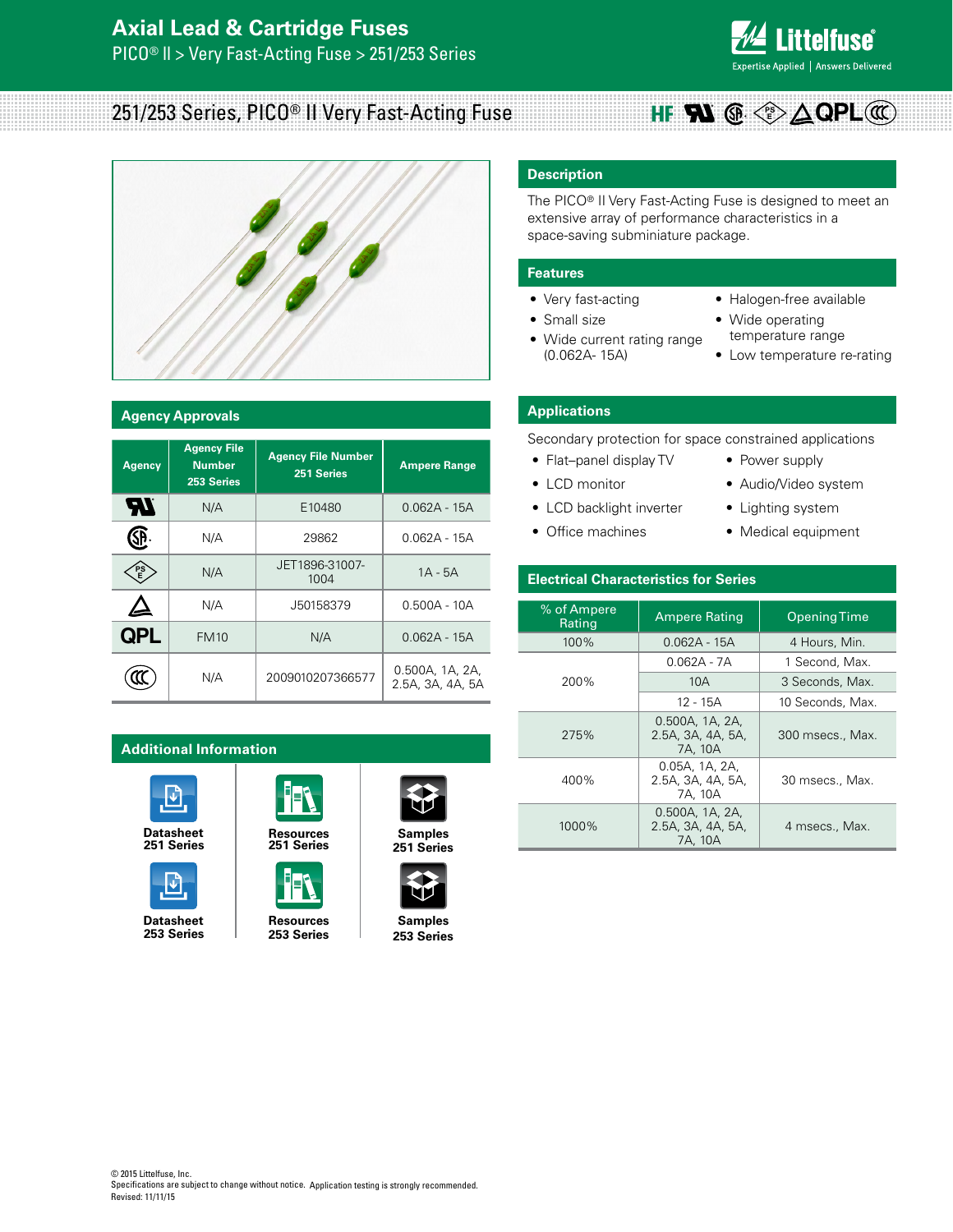# Axial Lead & Cartridge Fuses

PICO® II > Very Fast-Acting Fuse > 251/253 Series

## 251/253 Series, PICO® II Very Fast-Acting Fuse

## Description

The PICO® II Very Fast-Acting Fuse is designed to meet an extensive array of performance characteristics in a space-saving subminiature package.

## Features

- Very fast-acting
- Small size
- Wide current rating range (0.062A- 15A)
- Halogen-free available
- Wide operating temperature range
- Low temperature re-rating

## Applications

Secondary protection for space constrained applications

- Flat–panel display TV
- LCD monitor
- LCD backlight inverter
- Office machines
- Power supply
- Audio/Video system
- Lighting system
- Medical equipment

## Agency Approvals

| Agency | Agency File Number 253 Series | Agency File Number 251 Series | Ampere Range |
|---|---|---|---|
| UL | N/A | E10480 | 0.062A - 15A |
| CSA | N/A | 29862 | 0.062A - 15A |
| PSE | N/A | JET1896-31007-1004 | 1A - 5A |
| Δ | N/A | J50158379 | 0.500A - 10A |
| QPL | FM10 | N/A | 0.062A - 15A |
| CCC | N/A | 2009010207366577 | 0.500A, 1A, 2A, 2.5A, 3A, 4A, 5A |

## Electrical Characteristics for Series

| % of Ampere Rating | Ampere Rating | Opening Time |
|---|---|---|
| 100% | 0.062A - 15A | 4 Hours, Min. |
| 200% | 0.062A - 7A | 1 Second, Max. |
| | 10A | 3 Seconds, Max. |
| | 12 - 15A | 10 Seconds, Max. |
| 275% | 0.500A, 1A, 2A, 2.5A, 3A, 4A, 5A, 7A, 10A | 300 msecs., Max. |
| 400% | 0.05A, 1A, 2A, 2.5A, 3A, 4A, 5A, 7A, 10A | 30 msecs., Max. |
| 1000% | 0.500A, 1A, 2A, 2.5A, 3A, 4A, 5A, 7A, 10A | 4 msecs., Max. |

## Additional Information

- Datasheet 251 Series
- Resources 251 Series
- Samples 251 Series
- Datasheet 253 Series
- Resources 253 Series
- Samples 253 Series

© 2015 Littelfuse, Inc.
Specifications are subject to change without notice. Application testing is strongly recommended.
Revised: 11/11/15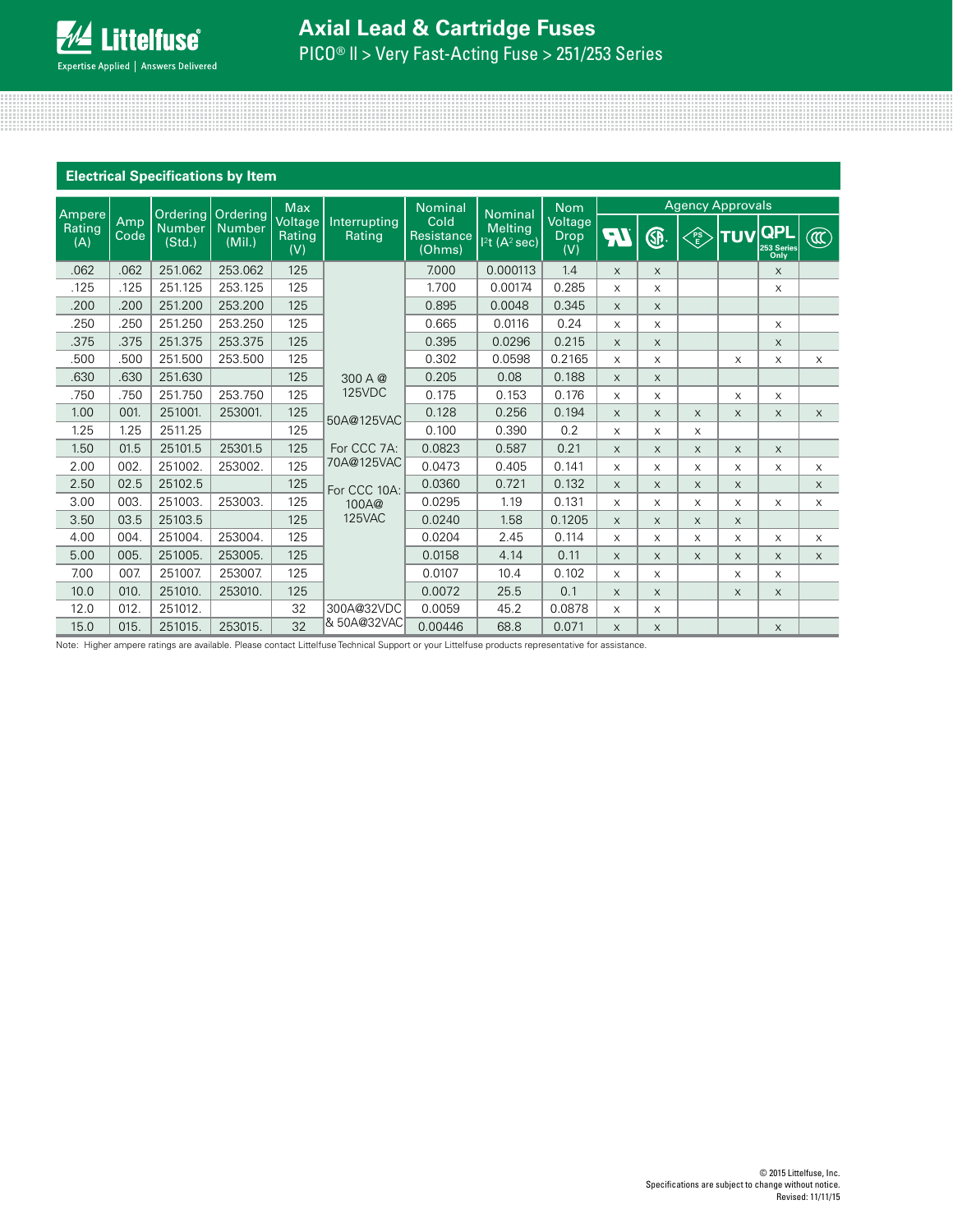## Electrical Specifications by Item

| Ampere Rating (A) | Amp Code | Ordering Number (Std.) | Ordering Number (Mil.) | Max Voltage Rating (V) | Interrupting Rating | Nominal Cold Resistance (Ohms) | Nominal Melting $I^2t$ ($A^2$ sec) | Nom Voltage Drop (V) | Agency Approvals | | | | | |
|---|---|---|---|---|---|---|---|---|---|---|---|---|---|---|
| | | | | | | | | | UL | CSA | PSE | TUV | QPL 253 Series Only | CCC |
| .062 | .062 | 251.062 | 253.062 | 125 | 300 A @ 125VDC<br>50A@125VAC<br>For CCC 7A: 70A@125VAC<br>For CCC 10A: 100A@ 125VAC | 7.000 | 0.000113 | 1.4 | x | x | | | x | |
| .125 | .125 | 251.125 | 253.125 | 125 | | 1.700 | 0.00174 | 0.285 | x | x | | | x | |
| .200 | .200 | 251.200 | 253.200 | 125 | | 0.895 | 0.0048 | 0.345 | x | x | | | | |
| .250 | .250 | 251.250 | 253.250 | 125 | | 0.665 | 0.0116 | 0.24 | x | x | | | x | |
| .375 | .375 | 251.375 | 253.375 | 125 | | 0.395 | 0.0296 | 0.215 | x | x | | | x | |
| .500 | .500 | 251.500 | 253.500 | 125 | | 0.302 | 0.0598 | 0.2165 | x | x | | x | x | x |
| .630 | .630 | 251.630 | | 125 | | 0.205 | 0.08 | 0.188 | x | x | | | | |
| .750 | .750 | 251.750 | 253.750 | 125 | | 0.175 | 0.153 | 0.176 | x | x | | x | x | |
| 1.00 | 001. | 251001. | 253001. | 125 | | 0.128 | 0.256 | 0.194 | x | x | x | x | x | x |
| 1.25 | 1.25 | 2511.25 | | 125 | | 0.100 | 0.390 | 0.2 | x | x | x | | | |
| 1.50 | 01.5 | 25101.5 | 25301.5 | 125 | | 0.0823 | 0.587 | 0.21 | x | x | x | x | x | |
| 2.00 | 002. | 251002. | 253002. | 125 | | 0.0473 | 0.405 | 0.141 | x | x | x | x | x | x |
| 2.50 | 02.5 | 25102.5 | | 125 | | 0.0360 | 0.721 | 0.132 | x | x | x | x | | x |
| 3.00 | 003. | 251003. | 253003. | 125 | | 0.0295 | 1.19 | 0.131 | x | x | x | x | x | x |
| 3.50 | 03.5 | 25103.5 | | 125 | | 0.0240 | 1.58 | 0.1205 | x | x | x | x | | |
| 4.00 | 004. | 251004. | 253004. | 125 | | 0.0204 | 2.45 | 0.114 | x | x | x | x | x | x |
| 5.00 | 005. | 251005. | 253005. | 125 | | 0.0158 | 4.14 | 0.11 | x | x | x | x | x | x |
| 7.00 | 007. | 251007. | 253007. | 125 | | 0.0107 | 10.4 | 0.102 | x | x | | x | x | |
| 10.0 | 010. | 251010. | 253010. | 125 | | 0.0072 | 25.5 | 0.1 | x | x | | x | x | |
| 12.0 | 012. | 251012. | | 32 | 300A@32VDC & 50A@32VAC | 0.0059 | 45.2 | 0.0878 | x | x | | | | |
| 15.0 | 015. | 251015. | 253015. | 32 | | 0.00446 | 68.8 | 0.071 | x | x | | | x | |

Note: Higher ampere ratings are available. Please contact Littelfuse Technical Support or your Littelfuse products representative for assistance.

© 2015 Littelfuse, Inc.
Specifications are subject to change without notice.
Revised: 11/11/15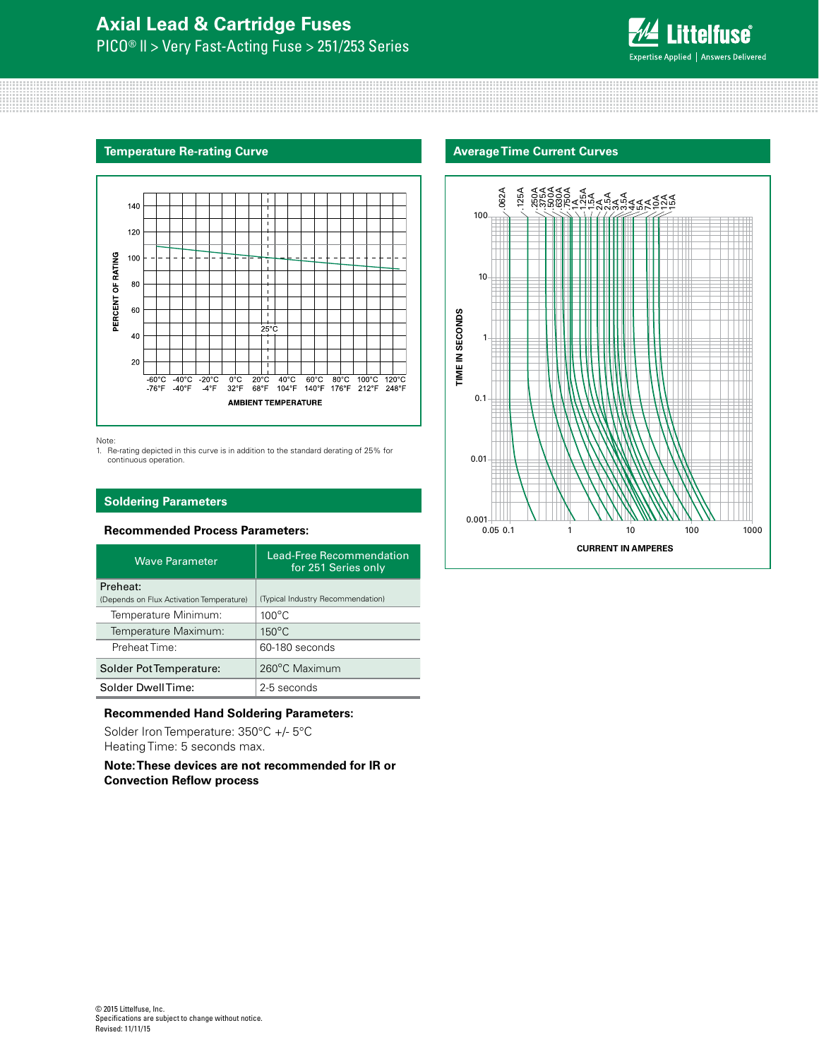## Temperature Re-rating Curve

Note:
1. Re-rating depicted in this curve is in addition to the standard derating of 25% for continuous operation.

## Average Time Current Curves

## Soldering Parameters

### Recommended Process Parameters:

| Wave Parameter | Lead-Free Recommendation for 251 Series only |
|---|---|
| Preheat: (Depends on Flux Activation Temperature) | (Typical Industry Recommendation) |
| Temperature Minimum: | 100°C |
| Temperature Maximum: | 150°C |
| Preheat Time: | 60-180 seconds |
| Solder Pot Temperature: | 260°C Maximum |
| Solder Dwell Time: | 2-5 seconds |

### Recommended Hand Soldering Parameters:

Solder Iron Temperature: 350°C +/- 5°C
Heating Time: 5 seconds max.

**Note: These devices are not recommended for IR or Convection Reflow process**

© 2015 Littelfuse, Inc.
Specifications are subject to change without notice.
Revised: 11/11/15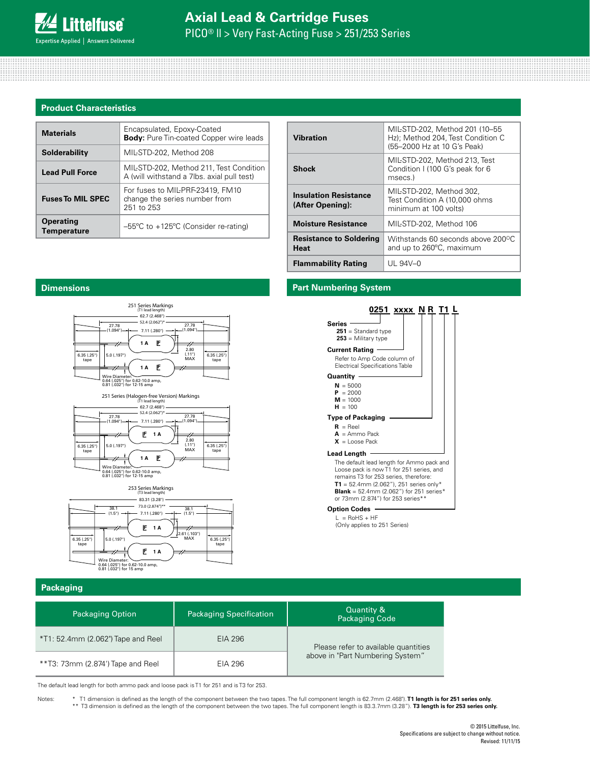# Axial Lead & Cartridge Fuses

PICO® II > Very Fast-Acting Fuse > 251/253 Series

## Product Characteristics

| | |
|---|---|
| **Materials** | Encapsulated, Epoxy-Coated<br>**Body:** Pure Tin-coated Copper wire leads |
| **Solderability** | MIL-STD-202, Method 208 |
| **Lead Pull Force** | MIL-STD-202, Method 211, Test Condition A (will withstand a 7lbs. axial pull test) |
| **Fuses To MIL SPEC** | For fuses to MIL-PRF-23419, FM10 change the series number from 251 to 253 |
| **Operating Temperature** | –55°C to +125°C (Consider re-rating) |

| | |
|---|---|
| **Vibration** | MIL-STD-202, Method 201 (10–55 Hz); Method 204, Test Condition C (55–2000 Hz at 10 G's Peak) |
| **Shock** | MIL-STD-202, Method 213, Test Condition I (100 G's peak for 6 msecs.) |
| **Insulation Resistance (After Opening):** | MIL-STD-202, Method 302, Test Condition A (10,000 ohms minimum at 100 volts) |
| **Moisture Resistance** | MIL-STD-202, Method 106 |
| **Resistance to Soldering Heat** | Withstands 60 seconds above 200°C and up to 260°C, maximum |
| **Flammability Rating** | UL 94V–0 |

## Dimensions

251 Series Markings
(T1 lead length)
62.7 (2.468")
52.4 (2.062")*
27.78 (1.094")
7.11 (.280")
27.78 (1.094")
1 A
2.80 (.11") MAX
6.35 (.25") tape
5.0 (.197")
6.35 (.25") tape
Wire Diameter:
0.64 (.025") for 0.62-10.0 amp,
0.81 (.032") for 12-15 amp

251 Series (Halogen-free Version) Markings
(T1 lead length)
62.7 (2.468")
52.4 (2.062")*
27.78 (1.094")
7.11 (.280")
27.78 (1.094")
1 A
2.80 (.11") MAX
6.35 (.25") tape
5.0 (.197")
6.35 (.25") tape
Wire Diameter:
0.64 (.025") for 0.62-10.0 amp,
0.81 (.032") for 12-15 amp

253 Series Markings
(T3 lead length)
83.31 (3.28")
73.0 (2.874")**
38.1 (1.5")
7.11 (.280")
38.1 (1.5")
1 A
2.61 (.103") MAX
6.35 (.25") tape
5.0 (.197")
6.35 (.25") tape
Wire Diameter:
0.64 (.025") for 0.62-10.0 amp,
0.81 (.032") for 15 amp

## Part Numbering System

**0251 xxxx N R T1 L**

**Series**
- **251** = Standard type
- **253** = Military type

**Current Rating**
Refer to Amp Code column of Electrical Specifications Table

**Quantity**
- **N** = 5000
- **P** = 2000
- **M** = 1000
- **H** = 100

**Type of Packaging**
- **R** = Reel
- **A** = Ammo Pack
- **X** = Loose Pack

**Lead Length**
The default lead length for Ammo pack and Loose pack is now T1 for 251 series, and remains T3 for 253 series, therefore:
**T1** = 52.4mm (2.062"), 251 series only*
**Blank** = 52.4mm (2.062") for 251 series* or 73mm (2.874") for 253 series**

**Option Codes**
L = RoHS + HF
(Only applies to 251 Series)

## Packaging

| Packaging Option | Packaging Specification | Quantity & Packaging Code |
|---|---|---|
| *T1: 52.4mm (2.062") Tape and Reel | EIA 296 | Please refer to available quantities above in "Part Numbering System" |
| **T3: 73mm (2.874') Tape and Reel | EIA 296 | |

The default lead length for both ammo pack and loose pack is T1 for 251 and is T3 for 253.

Notes:
\* T1 dimension is defined as the length of the component between the two tapes. The full component length is 62.7mm (2.468"). **T1 length is for 251 series only.**
\** T3 dimension is defined as the length of the component between the two tapes. The full component length is 83.3.7mm (3.28"). **T3 length is for 253 series only.**

© 2015 Littelfuse, Inc.
Specifications are subject to change without notice.
Revised: 11/11/15